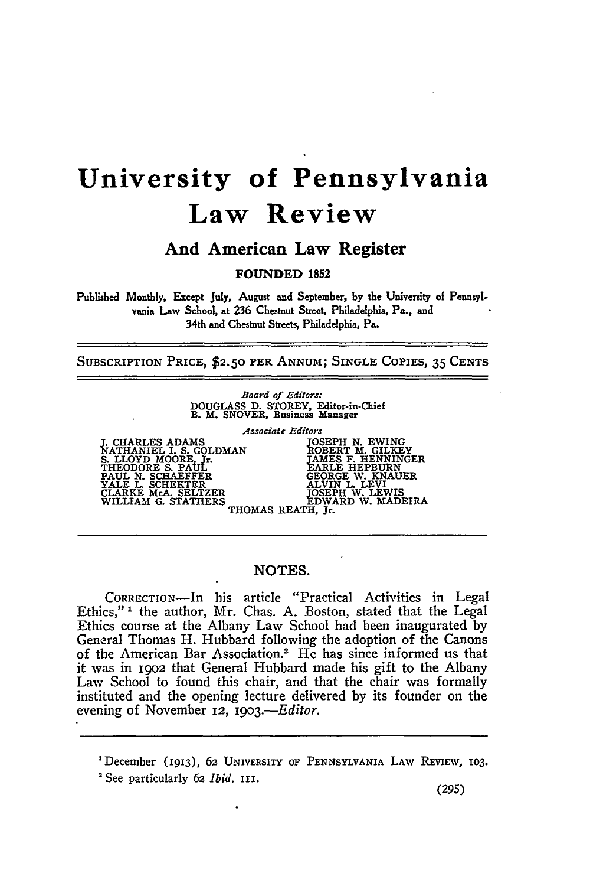# University of Pennsylvania Law Review

## And American Law Register

**FOUNDED 1852**

Published Monthly, Except July, August and September, by the University of Pennsylvania Law School, at 236 Chestnut Street, Philadelphia, Pa., and 34th and Chestnut Streets, Philadelphia, Pa.

SUBSCRIPTION PRICE, $2.50 PER ANNUM; SINGLE COPIES, 35 CENTS

*Board of Editors:*

DOUGLASS D. STOREY, Editor-in-Chief
B. M. SNOVER, Business Manager

*Associate Editors*

J. CHARLES ADAMS
NATHANIEL I. S. GOLDMAN
S. LLOYD MOORE, Jr.
THEODORE S. PAUL
PAUL N. SCHAEFFER
YALE L. SCHEKTER
CLARKE McA. SELTZER
WILLIAM G. STATHERS
JOSEPH N. EWING
ROBERT M. GILKEY
JAMES F. HENNINGER
EARLE HEPBURN
GEORGE W. KNAUER
ALVIN L. LEVI
JOSEPH W. LEWIS
EDWARD W. MADEIRA
THOMAS REATH, Jr.

## NOTES.

CORRECTION—In his article "Practical Activities in Legal Ethics,"[1] the author, Mr. Chas. A. Boston, stated that the Legal Ethics course at the Albany Law School had been inaugurated by General Thomas H. Hubbard following the adoption of the Canons of the American Bar Association.[2] He has since informed us that it was in 1902 that General Hubbard made his gift to the Albany Law School to found this chair, and that the chair was formally instituted and the opening lecture delivered by its founder on the evening of November 12, 1903.—*Editor.*

---

[1] December (1913), 62 UNIVERSITY OF PENNSYLVANIA LAW REVIEW, 103.

[2] See particularly 62 *Ibid.* 111.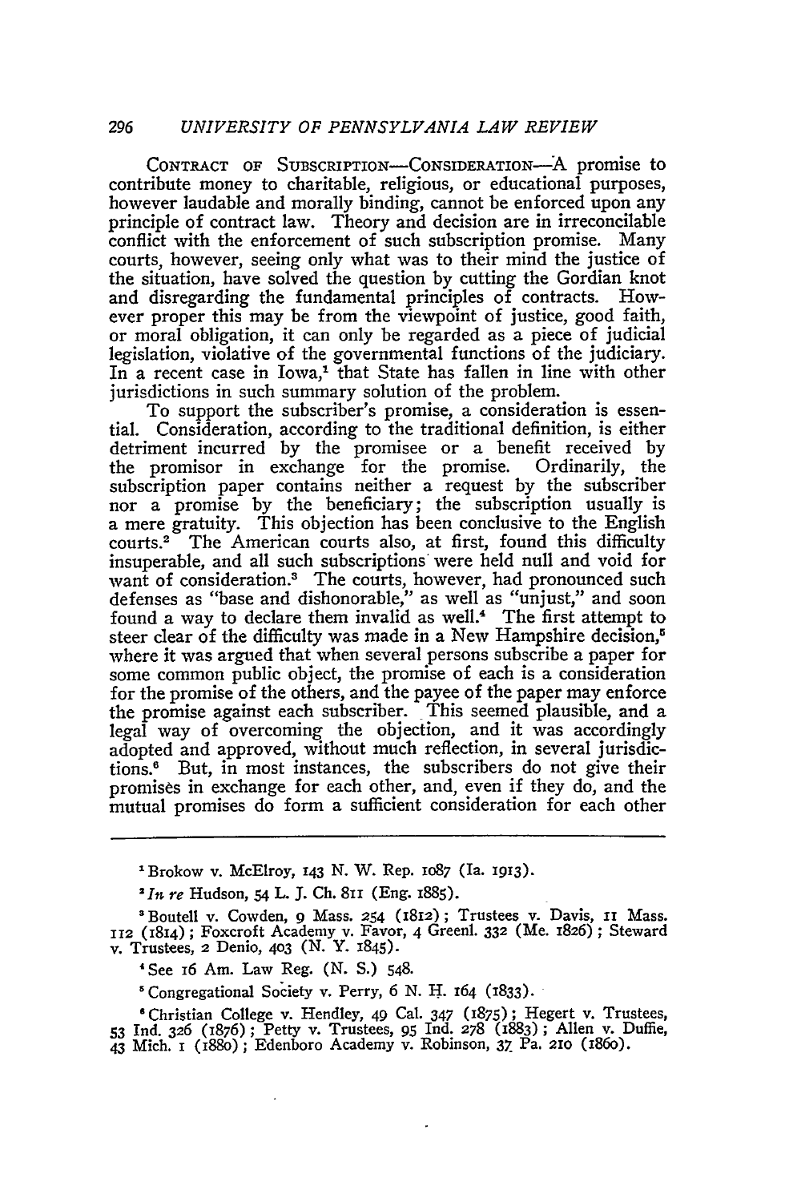CONTRACT OF SUBSCRIPTION—CONSIDERATION—A promise to contribute money to charitable, religious, or educational purposes, however laudable and morally binding, cannot be enforced upon any principle of contract law. Theory and decision are in irreconcilable conflict with the enforcement of such subscription promise. Many courts, however, seeing only what was to their mind the justice of the situation, have solved the question by cutting the Gordian knot and disregarding the fundamental principles of contracts. However proper this may be from the viewpoint of justice, good faith, or moral obligation, it can only be regarded as a piece of judicial legislation, violative of the governmental functions of the judiciary. In a recent case in Iowa,[1] that State has fallen in line with other jurisdictions in such summary solution of the problem.

To support the subscriber's promise, a consideration is essential. Consideration, according to the traditional definition, is either detriment incurred by the promisee or a benefit received by the promisor in exchange for the promise. Ordinarily, the subscription paper contains neither a request by the subscriber nor a promise by the beneficiary; the subscription usually is a mere gratuity. This objection has been conclusive to the English courts.[2] The American courts also, at first, found this difficulty insuperable, and all such subscriptions were held null and void for want of consideration.[3] The courts, however, had pronounced such defenses as "base and dishonorable," as well as "unjust," and soon found a way to declare them invalid as well.[4] The first attempt to steer clear of the difficulty was made in a New Hampshire decision,[5] where it was argued that when several persons subscribe a paper for some common public object, the promise of each is a consideration for the promise of the others, and the payee of the paper may enforce the promise against each subscriber. This seemed plausible, and a legal way of overcoming the objection, and it was accordingly adopted and approved, without much reflection, in several jurisdictions.[6] But, in most instances, the subscribers do not give their promises in exchange for each other, and, even if they do, and the mutual promises do form a sufficient consideration for each other

---

[1] Brokow v. McElroy, 143 N. W. Rep. 1087 (Ia. 1913).

[2] *In re* Hudson, 54 L. J. Ch. 811 (Eng. 1885).

[3] Boutell v. Cowden, 9 Mass. 254 (1812); Trustees v. Davis, 11 Mass. 112 (1814); Foxcroft Academy v. Favor, 4 Greenl. 332 (Me. 1826); Steward v. Trustees, 2 Denio, 403 (N. Y. 1845).

[4] See 16 Am. Law Reg. (N. S.) 548.

[5] Congregational Society v. Perry, 6 N. H. 164 (1833).

[6] Christian College v. Hendley, 49 Cal. 347 (1875); Hegert v. Trustees, 53 Ind. 326 (1876); Petty v. Trustees, 95 Ind. 278 (1883); Allen v. Duffie, 43 Mich. 1 (1880); Edenboro Academy v. Robinson, 37 Pa. 210 (1860).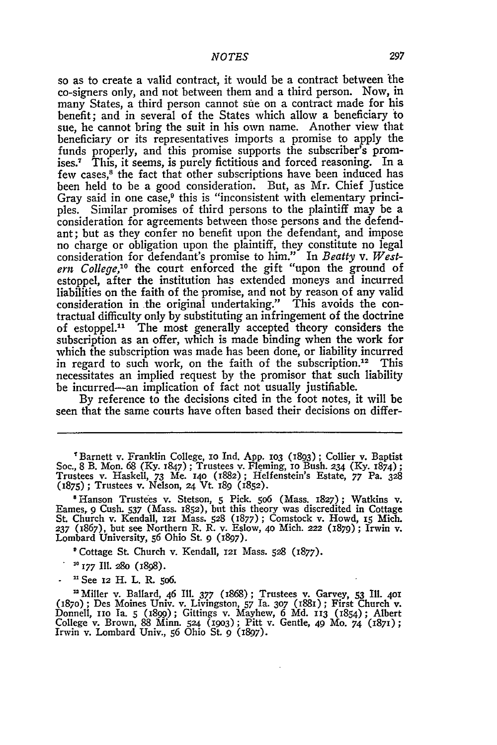so as to create a valid contract, it would be a contract between the co-signers only, and not between them and a third person. Now, in many States, a third person cannot sue on a contract made for his benefit; and in several of the States which allow a beneficiary to sue, he cannot bring the suit in his own name. Another view that beneficiary or its representatives imports a promise to apply the funds properly, and this promise supports the subscriber's promises.[7] This, it seems, is purely fictitious and forced reasoning. In a few cases,[8] the fact that other subscriptions have been induced has been held to be a good consideration. But, as Mr. Chief Justice Gray said in one case,[9] this is "inconsistent with elementary principles. Similar promises of third persons to the plaintiff may be a consideration for agreements between those persons and the defendant; but as they confer no benefit upon the defendant, and impose no charge or obligation upon the plaintiff, they constitute no legal consideration for defendant's promise to him." In *Beatty* v. *Western College*,[10] the court enforced the gift "upon the ground of estoppel, after the institution has extended moneys and incurred liabilities on the faith of the promise, and not by reason of any valid consideration in the original undertaking." This avoids the contractual difficulty only by substituting an infringement of the doctrine of estoppel.[11] The most generally accepted theory considers the subscription as an offer, which is made binding when the work for which the subscription was made has been done, or liability incurred in regard to such work, on the faith of the subscription.[12] This necessitates an implied request by the promisor that such liability be incurred—an implication of fact not usually justifiable.

By reference to the decisions cited in the foot notes, it will be seen that the same courts have often based their decisions on differ-

---

[7] Barnett v. Franklin College, 10 Ind. App. 103 (1893); Collier v. Baptist Soc., 8 B. Mon. 68 (Ky. 1847); Trustees v. Fleming, 10 Bush. 234 (Ky. 1874); Trustees v. Haskell, 73 Me. 140 (1882); Helfenstein's Estate, 77 Pa. 328 (1875); Trustees v. Nelson, 24 Vt. 189 (1852).

[8] Hanson Trustees v. Stetson, 5 Pick. 506 (Mass. 1827); Watkins v. Eames, 9 Cush. 537 (Mass. 1852), but this theory was discredited in Cottage St. Church v. Kendall, 121 Mass. 528 (1877); Comstock v. Howd, 15 Mich. 237 (1867), but see Northern R. R. v. Eslow, 40 Mich. 222 (1879); Irwin v. Lombard University, 56 Ohio St. 9 (1897).

[9] Cottage St. Church v. Kendall, 121 Mass. 528 (1877).

[10] 177 Ill. 280 (1898).

[11] See 12 H. L. R. 506.

[12] Miller v. Ballard, 46 Ill. 377 (1868); Trustees v. Garvey, 53 Ill. 401 (1870); Des Moines Univ. v. Livingston, 57 Ia. 307 (1881); First Church v. Donnell, 110 Ia. 5 (1899); Gittings v. Mayhew, 6 Md. 113 (1854); Albert College v. Brown, 88 Minn. 524 (1903); Pitt v. Gentle, 49 Mo. 74 (1871); Irwin v. Lombard Univ., 56 Ohio St. 9 (1897).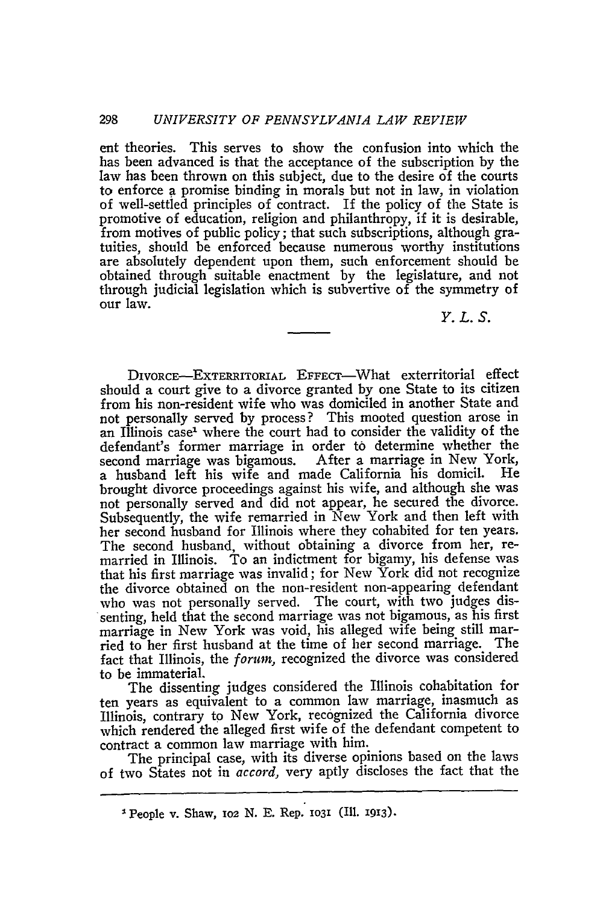ent theories. This serves to show the confusion into which the has been advanced is that the acceptance of the subscription by the law has been thrown on this subject, due to the desire of the courts to enforce a promise binding in morals but not in law, in violation of well-settled principles of contract. If the policy of the State is promotive of education, religion and philanthropy, if it is desirable, from motives of public policy; that such subscriptions, although gratuities, should be enforced because numerous worthy institutions are absolutely dependent upon them, such enforcement should be obtained through suitable enactment by the legislature, and not through judicial legislation which is subvertive of the symmetry of our law.

*Y. L. S.*

---

DIVORCE—EXTERRITORIAL EFFECT—What exterritorial effect should a court give to a divorce granted by one State to its citizen from his non-resident wife who was domiciled in another State and not personally served by process? This mooted question arose in an Illinois case[1] where the court had to consider the validity of the defendant's former marriage in order to determine whether the second marriage was bigamous. After a marriage in New York, a husband left his wife and made California his domicil. He brought divorce proceedings against his wife, and although she was not personally served and did not appear, he secured the divorce. Subsequently, the wife remarried in New York and then left with her second husband for Illinois where they cohabited for ten years. The second husband, without obtaining a divorce from her, remarried in Illinois. To an indictment for bigamy, his defense was that his first marriage was invalid; for New York did not recognize the divorce obtained on the non-resident non-appearing defendant who was not personally served. The court, with two judges dissenting, held that the second marriage was not bigamous, as his first marriage in New York was void, his alleged wife being still married to her first husband at the time of her second marriage. The fact that Illinois, the *forum*, recognized the divorce was considered to be immaterial.

The dissenting judges considered the Illinois cohabitation for ten years as equivalent to a common law marriage, inasmuch as Illinois, contrary to New York, recognized the California divorce which rendered the alleged first wife of the defendant competent to contract a common law marriage with him.

The principal case, with its diverse opinions based on the laws of two States not in *accord*, very aptly discloses the fact that the

---

[1] People v. Shaw, 102 N. E. Rep. 1031 (Ill. 1913).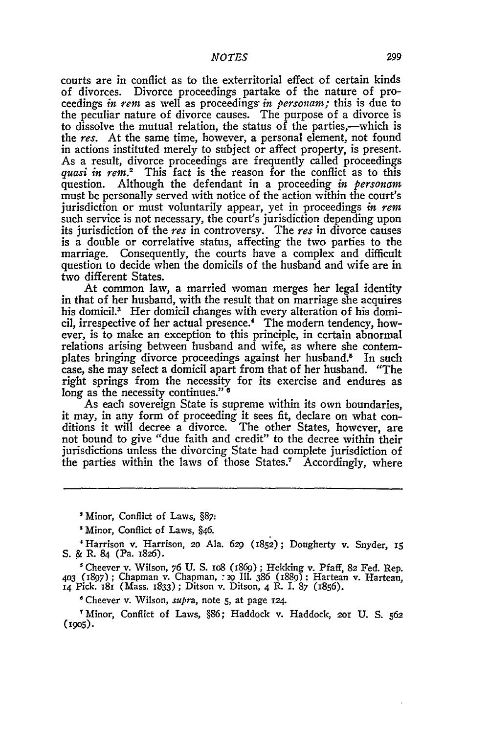courts are in conflict as to the exterritorial effect of certain kinds of divorces. Divorce proceedings partake of the nature of proceedings *in rem* as well as proceedings *in personam;* this is due to the peculiar nature of divorce causes. The purpose of a divorce is to dissolve the mutual relation, the status of the parties,—which is the *res*. At the same time, however, a personal element, not found in actions instituted merely to subject or affect property, is present. As a result, divorce proceedings are frequently called proceedings *quasi in rem*.[2] This fact is the reason for the conflict as to this question. Although the defendant in a proceeding *in personam* must be personally served with notice of the action within the court's jurisdiction or must voluntarily appear, yet in proceedings *in rem* such service is not necessary, the court's jurisdiction depending upon its jurisdiction of the *res* in controversy. The *res* in divorce causes is a double or correlative status, affecting the two parties to the marriage. Consequently, the courts have a complex and difficult question to decide when the domicils of the husband and wife are in two different States.

At common law, a married woman merges her legal identity in that of her husband, with the result that on marriage she acquires his domicil.[3] Her domicil changes with every alteration of his domicil, irrespective of her actual presence.[4] The modern tendency, however, is to make an exception to this principle, in certain abnormal relations arising between husband and wife, as where she contemplates bringing divorce proceedings against her husband.[5] In such case, she may select a domicil apart from that of her husband. "The right springs from the necessity for its exercise and endures as long as the necessity continues."[6]

As each sovereign State is supreme within its own boundaries, it may, in any form of proceeding it sees fit, declare on what conditions it will decree a divorce. The other States, however, are not bound to give "due faith and credit" to the decree within their jurisdictions unless the divorcing State had complete jurisdiction of the parties within the laws of those States.[7] Accordingly, where

---

[2] Minor, Conflict of Laws, §87.

[3] Minor, Conflict of Laws, §46.

[4] Harrison v. Harrison, 20 Ala. 629 (1852); Dougherty v. Snyder, 15 S. & R. 84 (Pa. 1826).

[5] Cheever v. Wilson, 76 U. S. 108 (1869); Hekking v. Pfaff, 82 Fed. Rep. 403 (1897); Chapman v. Chapman, 129 Ill. 386 (1889); Hartean v. Hartean, 14 Pick. 181 (Mass. 1833); Ditson v. Ditson, 4 R. I. 87 (1856).

[6] Cheever v. Wilson, *supra*, note 5, at page 124.

[7] Minor, Conflict of Laws, §86; Haddock v. Haddock, 201 U. S. 562 (1905).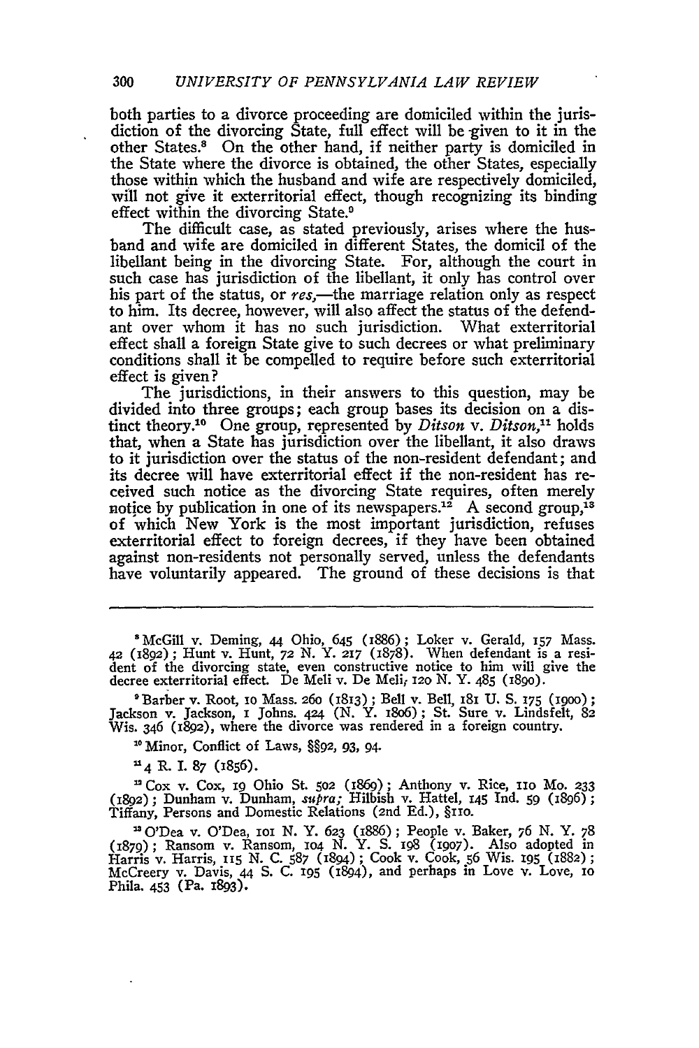both parties to a divorce proceeding are domiciled within the jurisdiction of the divorcing State, full effect will be given to it in the other States.[8] On the other hand, if neither party is domiciled in the State where the divorce is obtained, the other States, especially those within which the husband and wife are respectively domiciled, will not give it exterritorial effect, though recognizing its binding effect within the divorcing State.[9]

The difficult case, as stated previously, arises where the husband and wife are domiciled in different States, the domicil of the libellant being in the divorcing State. For, although the court in such case has jurisdiction of the libellant, it only has control over his part of the status, or *res*,—the marriage relation only as respect to him. Its decree, however, will also affect the status of the defendant over whom it has no such jurisdiction. What exterritorial effect shall a foreign State give to such decrees or what preliminary conditions shall it be compelled to require before such exterritorial effect is given?

The jurisdictions, in their answers to this question, may be divided into three groups; each group bases its decision on a distinct theory.[10] One group, represented by *Ditson* v. *Ditson*,[11] holds that, when a State has jurisdiction over the libellant, it also draws to it jurisdiction over the status of the non-resident defendant; and its decree will have exterritorial effect if the non-resident has received such notice as the divorcing State requires, often merely notice by publication in one of its newspapers.[12] A second group,[13] of which New York is the most important jurisdiction, refuses exterritorial effect to foreign decrees, if they have been obtained against non-residents not personally served, unless the defendants have voluntarily appeared. The ground of these decisions is that

---

[8] McGill v. Deming, 44 Ohio, 645 (1886); Loker v. Gerald, 157 Mass. 42 (1892); Hunt v. Hunt, 72 N. Y. 217 (1878). When defendant is a resident of the divorcing state, even constructive notice to him will give the decree exterritorial effect. De Meli v. De Meli, 120 N. Y. 485 (1890).

[9] Barber v. Root, 10 Mass. 260 (1813); Bell v. Bell, 181 U. S. 175 (1900); Jackson v. Jackson, 1 Johns. 424 (N. Y. 1806); St. Sure v. Lindsfelt, 82 Wis. 346 (1892), where the divorce was rendered in a foreign country.

[10] Minor, Conflict of Laws, §§92, 93, 94.

[11] 4 R. I. 87 (1856).

[12] Cox v. Cox, 19 Ohio St. 502 (1869); Anthony v. Rice, 110 Mo. 233 (1892); Dunham v. Dunham, *supra*; Hilbish v. Hattel, 145 Ind. 59 (1896); Tiffany, Persons and Domestic Relations (2nd Ed.), §110.

[13] O'Dea v. O'Dea, 101 N. Y. 623 (1886); People v. Baker, 76 N. Y. 78 (1879); Ransom v. Ransom, 104 N. Y. S. 198 (1907). Also adopted in Harris v. Harris, 115 N. C. 587 (1894); Cook v. Cook, 56 Wis. 195 (1882); McCreery v. Davis, 44 S. C. 195 (1894), and perhaps in Love v. Love, 10 Phila. 453 (Pa. 1893).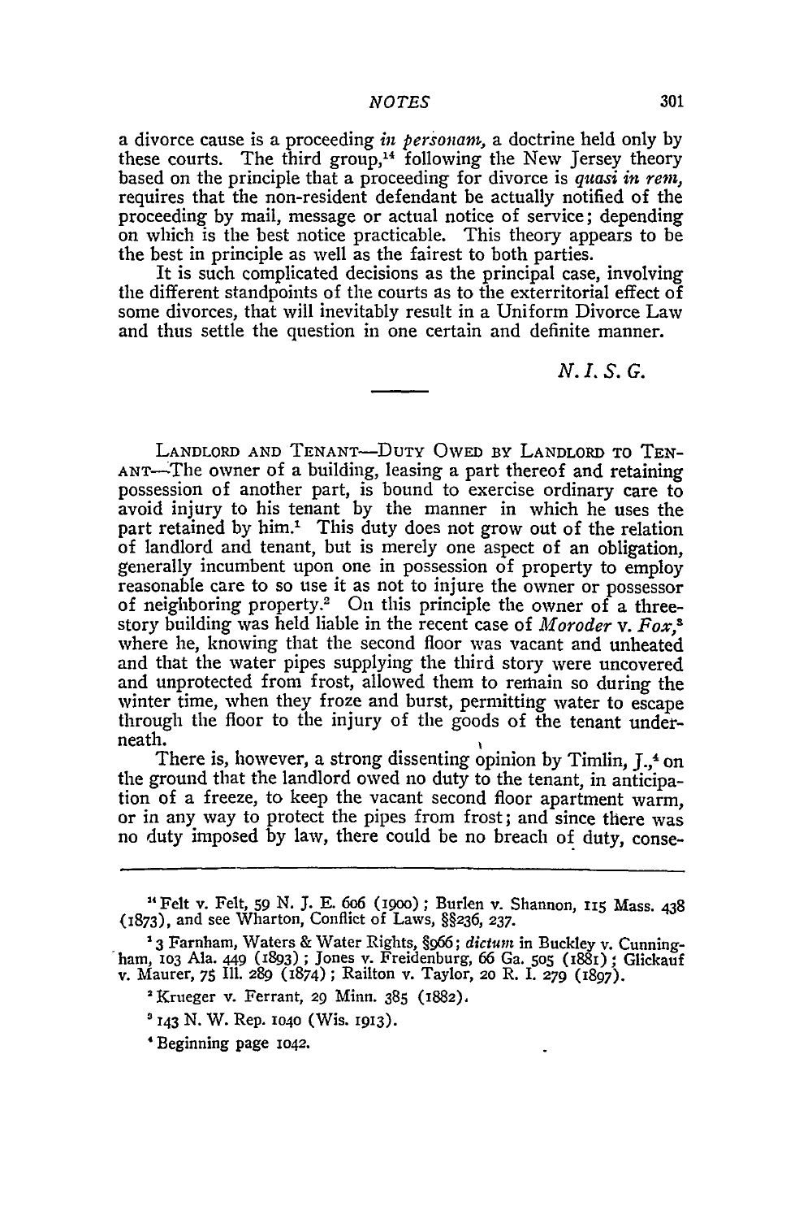a divorce cause is a proceeding *in personam*, a doctrine held only by these courts. The third group,[14] following the New Jersey theory based on the principle that a proceeding for divorce is *quasi in rem*, requires that the non-resident defendant be actually notified of the proceeding by mail, message or actual notice of service; depending on which is the best notice practicable. This theory appears to be the best in principle as well as the fairest to both parties.

It is such complicated decisions as the principal case, involving the different standpoints of the courts as to the exterritorial effect of some divorces, that will inevitably result in a Uniform Divorce Law and thus settle the question in one certain and definite manner.

*N. I. S. G.*

---

LANDLORD AND TENANT—DUTY OWED BY LANDLORD TO TENANT—The owner of a building, leasing a part thereof and retaining possession of another part, is bound to exercise ordinary care to avoid injury to his tenant by the manner in which he uses the part retained by him.[1] This duty does not grow out of the relation of landlord and tenant, but is merely one aspect of an obligation, generally incumbent upon one in possession of property to employ reasonable care to so use it as not to injure the owner or possessor of neighboring property.[2] On this principle the owner of a three-story building was held liable in the recent case of *Moroder* v. *Fox*,[3] where he, knowing that the second floor was vacant and unheated and that the water pipes supplying the third story were uncovered and unprotected from frost, allowed them to remain so during the winter time, when they froze and burst, permitting water to escape through the floor to the injury of the goods of the tenant underneath.

There is, however, a strong dissenting opinion by Timlin, J.,[4] on the ground that the landlord owed no duty to the tenant, in anticipation of a freeze, to keep the vacant second floor apartment warm, or in any way to protect the pipes from frost; and since there was no duty imposed by law, there could be no breach of duty, conse-

---

[14] Felt v. Felt, 59 N. J. E. 606 (1900); Burlen v. Shannon, 115 Mass. 438 (1873), and see Wharton, Conflict of Laws, §§236, 237.

[1] 3 Farnham, Waters & Water Rights, §966; *dictum* in Buckley v. Cunningham, 103 Ala. 449 (1893); Jones v. Freidenburg, 66 Ga. 505 (1881); Glickauf v. Maurer, 75 Ill. 289 (1874); Railton v. Taylor, 20 R. I. 279 (1897).

[2] Krueger v. Ferrant, 29 Minn. 385 (1882).

[3] 143 N. W. Rep. 1040 (Wis. 1913).

[4] Beginning page 1042.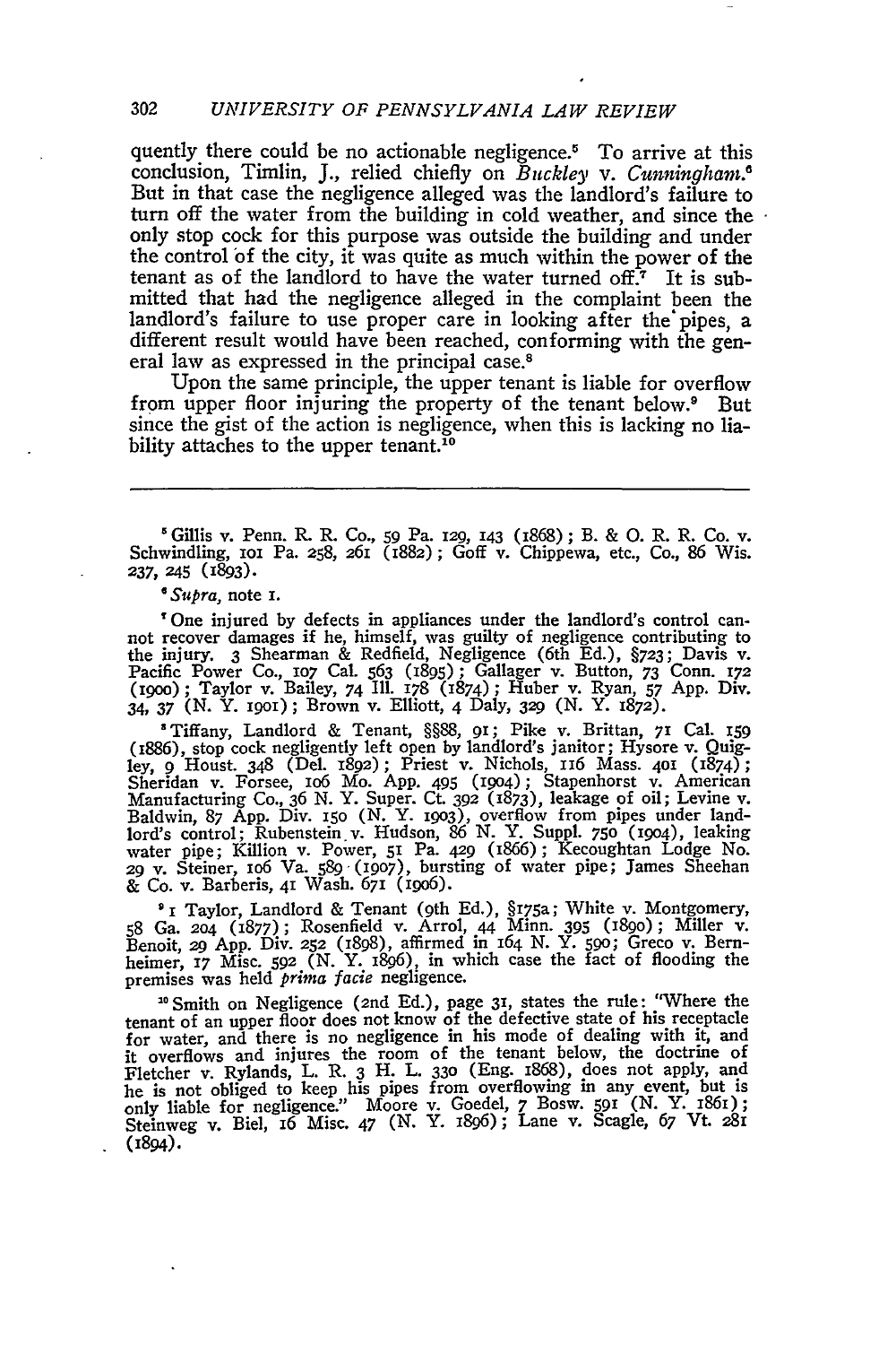quently there could be no actionable negligence.[5] To arrive at this conclusion, Timlin, J., relied chiefly on *Buckley* v. *Cunningham*.[6] But in that case the negligence alleged was the landlord's failure to turn off the water from the building in cold weather, and since the only stop cock for this purpose was outside the building and under the control of the city, it was quite as much within the power of the tenant as of the landlord to have the water turned off.[7] It is submitted that had the negligence alleged in the complaint been the landlord's failure to use proper care in looking after the pipes, a different result would have been reached, conforming with the general law as expressed in the principal case.[8]

Upon the same principle, the upper tenant is liable for overflow from upper floor injuring the property of the tenant below.[9] But since the gist of the action is negligence, when this is lacking no liability attaches to the upper tenant.[10]

---

[5] Gillis v. Penn. R. R. Co., 59 Pa. 129, 143 (1868); B. & O. R. R. Co. v. Schwindling, 101 Pa. 258, 261 (1882); Goff v. Chippewa, etc., Co., 86 Wis. 237, 245 (1893).

[6] *Supra*, note 1.

[7] One injured by defects in appliances under the landlord's control cannot recover damages if he, himself, was guilty of negligence contributing to the injury. 3 Shearman & Redfield, Negligence (6th Ed.), §723; Davis v. Pacific Power Co., 107 Cal. 563 (1895); Gallager v. Button, 73 Conn. 172 (1900); Taylor v. Bailey, 74 Ill. 178 (1874); Huber v. Ryan, 57 App. Div. 34, 37 (N. Y. 1901); Brown v. Elliott, 4 Daly, 329 (N. Y. 1872).

[8] Tiffany, Landlord & Tenant, §§88, 91; Pike v. Brittan, 71 Cal. 159 (1886), stop cock negligently left open by landlord's janitor; Hysore v. Quigley, 9 Houst. 348 (Del. 1892); Priest v. Nichols, 116 Mass. 401 (1874); Sheridan v. Forsee, 106 Mo. App. 495 (1904); Stapenhorst v. American Manufacturing Co., 36 N. Y. Super. Ct. 392 (1873), leakage of oil; Levine v. Baldwin, 87 App. Div. 150 (N. Y. 1903), overflow from pipes under landlord's control; Rubenstein v. Hudson, 86 N. Y. Suppl. 750 (1904), leaking water pipe; Killion v. Power, 51 Pa. 429 (1866); Kecoughtan Lodge No. 29 v. Steiner, 106 Va. 589 (1907), bursting of water pipe; James Sheehan & Co. v. Barberis, 41 Wash. 671 (1906).

[9] 1 Taylor, Landlord & Tenant (9th Ed.), §175a; White v. Montgomery, 58 Ga. 204 (1877); Rosenfield v. Arrol, 44 Minn. 395 (1890); Miller v. Benoit, 29 App. Div. 252 (1898), affirmed in 164 N. Y. 590; Greco v. Bernheimer, 17 Misc. 592 (N. Y. 1896), in which case the fact of flooding the premises was held *prima facie* negligence.

[10] Smith on Negligence (2nd Ed.), page 31, states the rule: "Where the tenant of an upper floor does not know of the defective state of his receptacle for water, and there is no negligence in his mode of dealing with it, and it overflows and injures the room of the tenant below, the doctrine of Fletcher v. Rylands, L. R. 3 H. L. 330 (Eng. 1868), does not apply, and he is not obliged to keep his pipes from overflowing in any event, but is only liable for negligence." Moore v. Goedel, 7 Bosw. 591 (N. Y. 1861); Steinweg v. Biel, 16 Misc. 47 (N. Y. 1896); Lane v. Scagle, 67 Vt. 281 (1894).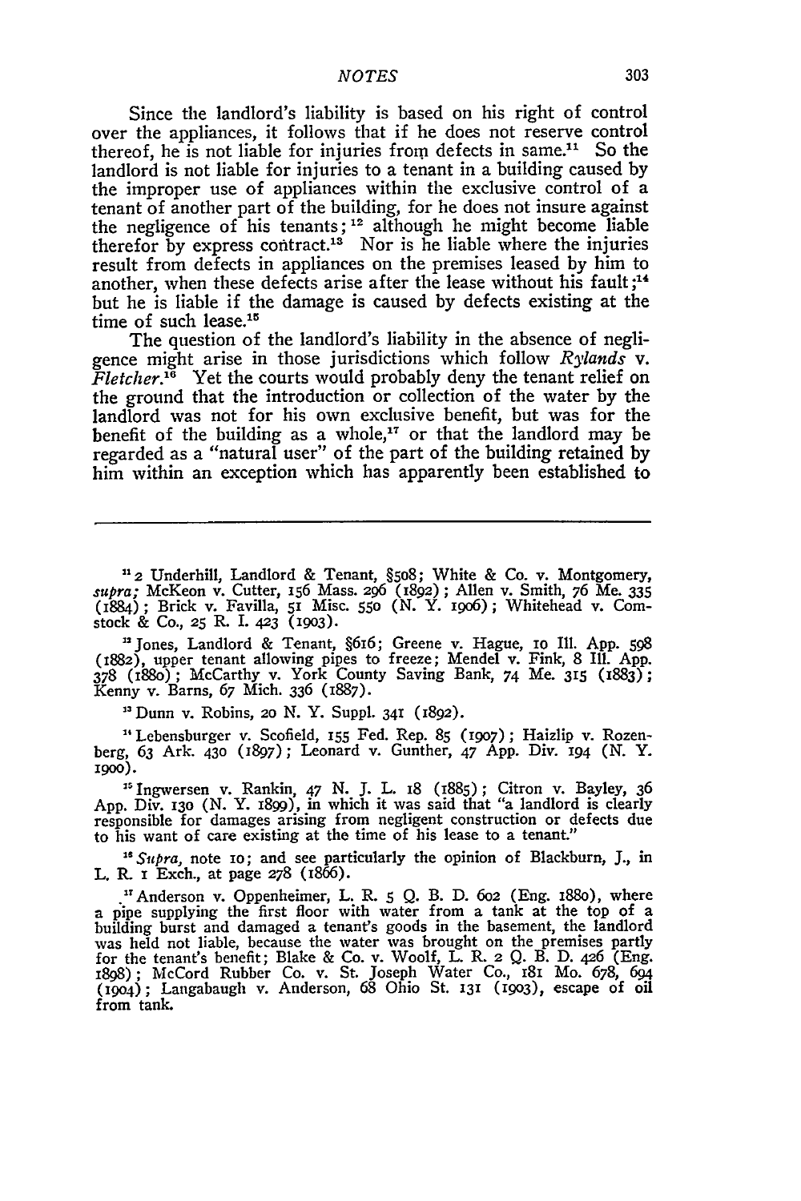Since the landlord's liability is based on his right of control over the appliances, it follows that if he does not reserve control thereof, he is not liable for injuries from defects in same.[11] So the landlord is not liable for injuries to a tenant in a building caused by the improper use of appliances within the exclusive control of a tenant of another part of the building, for he does not insure against the negligence of his tenants;[12] although he might become liable therefor by express contract.[13] Nor is he liable where the injuries result from defects in appliances on the premises leased by him to another, when these defects arise after the lease without his fault;[14] but he is liable if the damage is caused by defects existing at the time of such lease.[15]

The question of the landlord's liability in the absence of negligence might arise in those jurisdictions which follow *Rylands* v. *Fletcher*.[16] Yet the courts would probably deny the tenant relief on the ground that the introduction or collection of the water by the landlord was not for his own exclusive benefit, but was for the benefit of the building as a whole,[17] or that the landlord may be regarded as a "natural user" of the part of the building retained by him within an exception which has apparently been established to

---

[11] 2 Underhill, Landlord & Tenant, §508; White & Co. v. Montgomery, *supra;* McKeon v. Cutter, 156 Mass. 296 (1892); Allen v. Smith, 76 Me. 335 (1884); Brick v. Favilla, 51 Misc. 550 (N. Y. 1906); Whitehead v. Comstock & Co., 25 R. I. 423 (1903).

[12] Jones, Landlord & Tenant, §616; Greene v. Hague, 10 Ill. App. 598 (1882), upper tenant allowing pipes to freeze; Mendel v. Fink, 8 Ill. App. 378 (1880); McCarthy v. York County Saving Bank, 74 Me. 315 (1883); Kenny v. Barns, 67 Mich. 336 (1887).

[13] Dunn v. Robins, 20 N. Y. Suppl. 341 (1892).

[14] Lebensburger v. Scofield, 155 Fed. Rep. 85 (1907); Haizlip v. Rozenberg, 63 Ark. 430 (1897); Leonard v. Gunther, 47 App. Div. 194 (N. Y. 1900).

[15] Ingwersen v. Rankin, 47 N. J. L. 18 (1885); Citron v. Bayley, 36 App. Div. 130 (N. Y. 1899), in which it was said that "a landlord is clearly responsible for damages arising from negligent construction or defects due to his want of care existing at the time of his lease to a tenant."

[16] *Supra,* note 10; and see particularly the opinion of Blackburn, J., in L. R. 1 Exch., at page 278 (1866).

[17] Anderson v. Oppenheimer, L. R. 5 Q. B. D. 602 (Eng. 1880), where a pipe supplying the first floor with water from a tank at the top of a building burst and damaged a tenant's goods in the basement, the landlord was held not liable, because the water was brought on the premises partly for the tenant's benefit; Blake & Co. v. Woolf, L. R. 2 Q. B. D. 426 (Eng. 1898); McCord Rubber Co. v. St. Joseph Water Co., 181 Mo. 678, 694 (1904); Langabaugh v. Anderson, 68 Ohio St. 131 (1903), escape of oil from tank.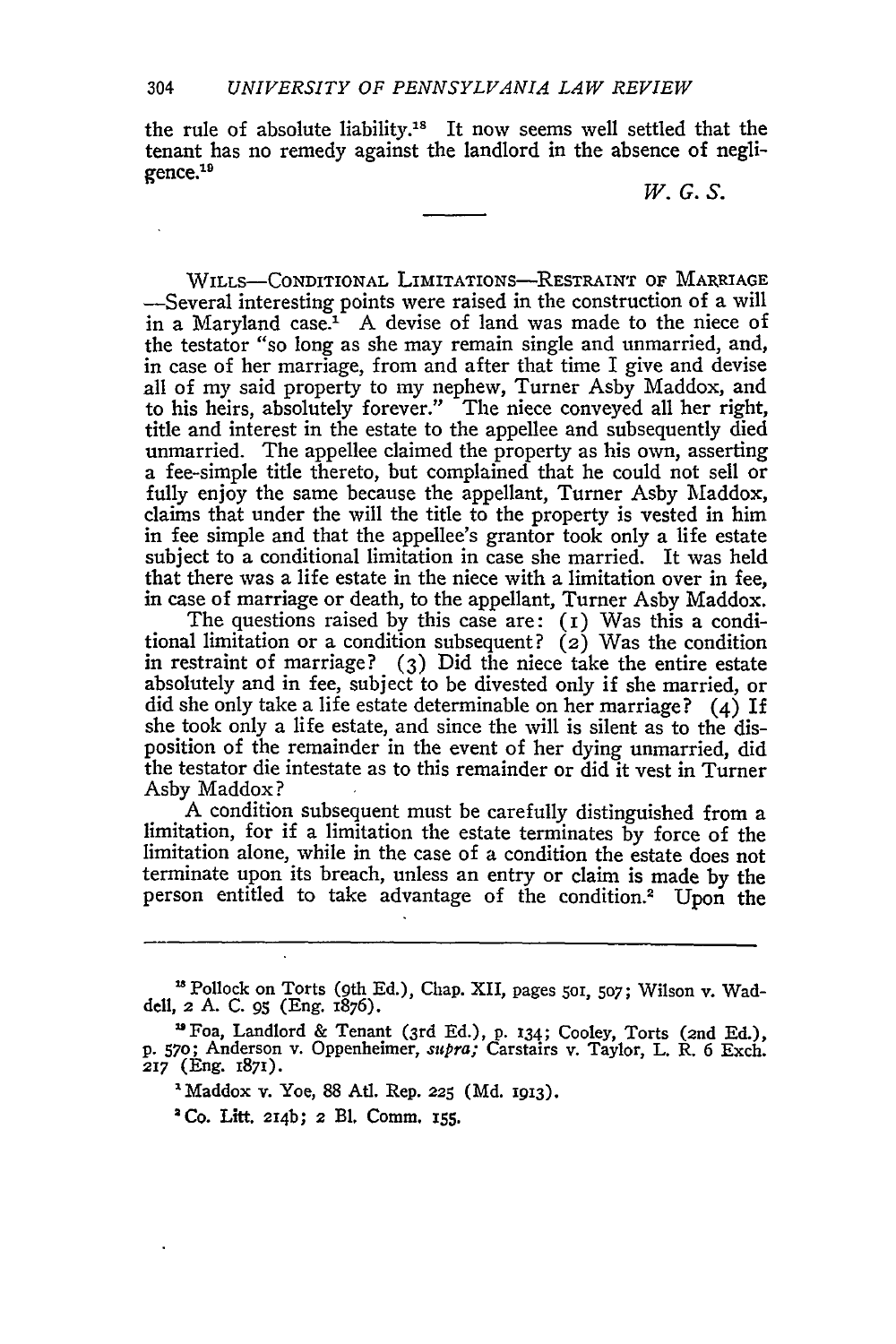the rule of absolute liability.[18] It now seems well settled that the tenant has no remedy against the landlord in the absence of negligence.[19]

*W. G. S.*

---

WILLS—CONDITIONAL LIMITATIONS—RESTRAINT OF MARRIAGE—Several interesting points were raised in the construction of a will in a Maryland case.[1] A devise of land was made to the niece of the testator "so long as she may remain single and unmarried, and, in case of her marriage, from and after that time I give and devise all of my said property to my nephew, Turner Asby Maddox, and to his heirs, absolutely forever." The niece conveyed all her right, title and interest in the estate to the appellee and subsequently died unmarried. The appellee claimed the property as his own, asserting a fee-simple title thereto, but complained that he could not sell or fully enjoy the same because the appellant, Turner Asby Maddox, claims that under the will the title to the property is vested in him in fee simple and that the appellee's grantor took only a life estate subject to a conditional limitation in case she married. It was held that there was a life estate in the niece with a limitation over in fee, in case of marriage or death, to the appellant, Turner Asby Maddox.

The questions raised by this case are: (1) Was this a conditional limitation or a condition subsequent? (2) Was the condition in restraint of marriage? (3) Did the niece take the entire estate absolutely and in fee, subject to be divested only if she married, or did she only take a life estate determinable on her marriage? (4) If she took only a life estate, and since the will is silent as to the disposition of the remainder in the event of her dying unmarried, did the testator die intestate as to this remainder or did it vest in Turner Asby Maddox?

A condition subsequent must be carefully distinguished from a limitation, for if a limitation the estate terminates by force of the limitation alone, while in the case of a condition the estate does not terminate upon its breach, unless an entry or claim is made by the person entitled to take advantage of the condition.[2] Upon the

---

[18] Pollock on Torts (9th Ed.), Chap. XII, pages 501, 507; Wilson v. Waddell, 2 A. C. 95 (Eng. 1876).

[19] Foa, Landlord & Tenant (3rd Ed.), p. 134; Cooley, Torts (2nd Ed.), p. 570; Anderson v. Oppenheimer, *supra;* Carstairs v. Taylor, L. R. 6 Exch. 217 (Eng. 1871).

[1] Maddox v. Yoe, 88 Atl. Rep. 225 (Md. 1913).

[2] Co. Litt. 214b; 2 Bl. Comm. 155.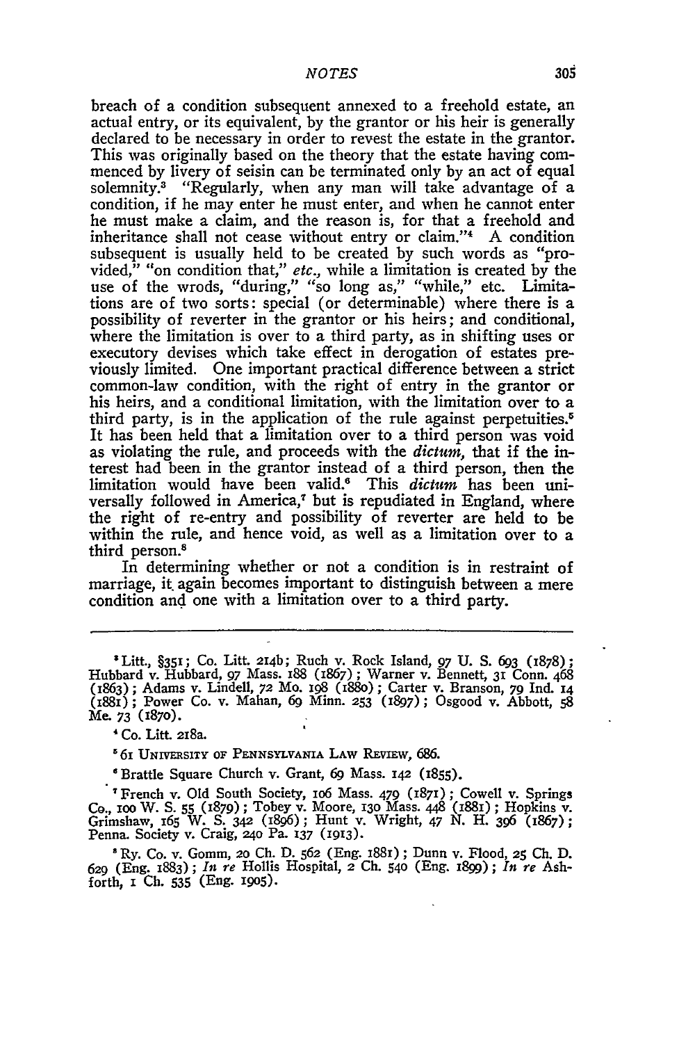breach of a condition subsequent annexed to a freehold estate, an actual entry, or its equivalent, by the grantor or his heir is generally declared to be necessary in order to revest the estate in the grantor. This was originally based on the theory that the estate having commenced by livery of seisin can be terminated only by an act of equal solemnity.[3] "Regularly, when any man will take advantage of a condition, if he may enter he must enter, and when he cannot enter he must make a claim, and the reason is, for that a freehold and inheritance shall not cease without entry or claim."[4] A condition subsequent is usually held to be created by such words as "provided," "on condition that," *etc.*, while a limitation is created by the use of the wrods, "during," "so long as," "while," etc. Limitations are of two sorts: special (or determinable) where there is a possibility of reverter in the grantor or his heirs; and conditional, where the limitation is over to a third party, as in shifting uses or executory devises which take effect in derogation of estates previously limited. One important practical difference between a strict common-law condition, with the right of entry in the grantor or his heirs, and a conditional limitation, with the limitation over to a third party, is in the application of the rule against perpetuities.[5] It has been held that a limitation over to a third person was void as violating the rule, and proceeds with the *dictum*, that if the interest had been in the grantor instead of a third person, then the limitation would have been valid.[6] This *dictum* has been universally followed in America,[7] but is repudiated in England, where the right of re-entry and possibility of reverter are held to be within the rule, and hence void, as well as a limitation over to a third person.[8]

In determining whether or not a condition is in restraint of marriage, it again becomes important to distinguish between a mere condition and one with a limitation over to a third party.

---

[3] Litt., §351; Co. Litt. 214b; Ruch v. Rock Island, 97 U. S. 693 (1878); Hubbard v. Hubbard, 97 Mass. 188 (1867); Warner v. Bennett, 31 Conn. 468 (1863); Adams v. Lindell, 72 Mo. 198 (1880); Carter v. Branson, 79 Ind. 14 (1881); Power Co. v. Mahan, 69 Minn. 253 (1897); Osgood v. Abbott, 58 Me. 73 (1870).

[4] Co. Litt. 218a.

[5] 61 UNIVERSITY OF PENNSYLVANIA LAW REVIEW, 686.

[6] Brattle Square Church v. Grant, 69 Mass. 142 (1855).

[7] French v. Old South Society, 106 Mass. 479 (1871); Cowell v. Springs Co., 100 W. S. 55 (1879); Tobey v. Moore, 130 Mass. 448 (1881); Hopkins v. Grimshaw, 165 W. S. 342 (1896); Hunt v. Wright, 47 N. H. 396 (1867); Penna. Society v. Craig, 240 Pa. 137 (1913).

[8] Ry. Co. v. Gomm, 20 Ch. D. 562 (Eng. 1881); Dunn v. Flood, 25 Ch. D. 629 (Eng. 1883); *In re* Hollis Hospital, 2 Ch. 540 (Eng. 1899); *In re* Ashforth, 1 Ch. 535 (Eng. 1905).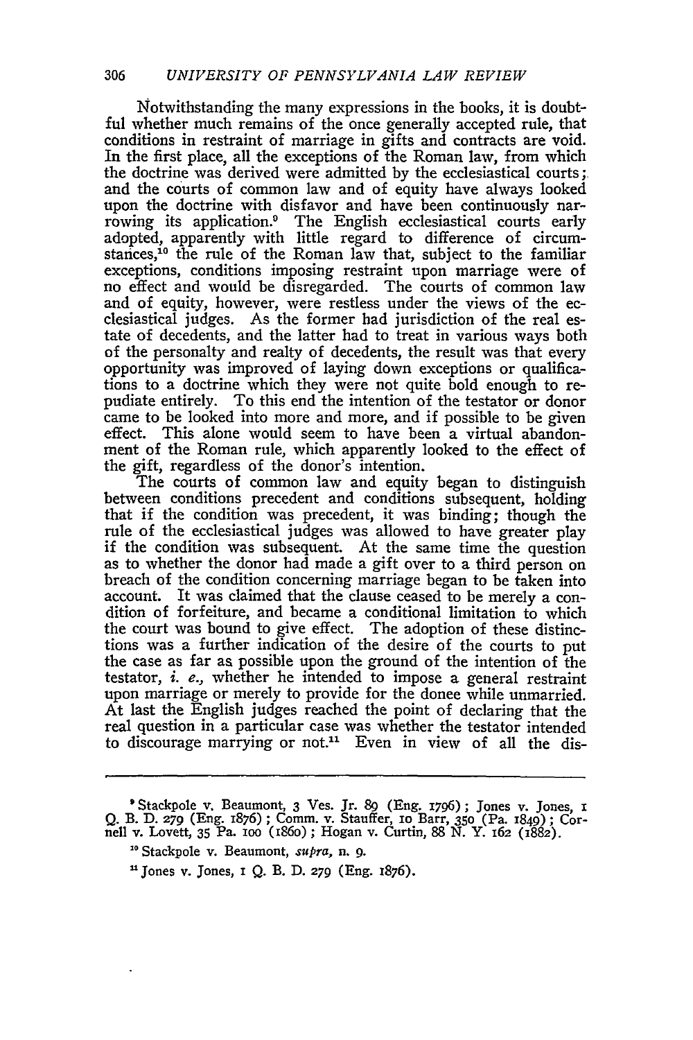Notwithstanding the many expressions in the books, it is doubtful whether much remains of the once generally accepted rule, that conditions in restraint of marriage in gifts and contracts are void. In the first place, all the exceptions of the Roman law, from which the doctrine was derived were admitted by the ecclesiastical courts; and the courts of common law and of equity have always looked upon the doctrine with disfavor and have been continuously narrowing its application.[9] The English ecclesiastical courts early adopted, apparently with little regard to difference of circumstances,[10] the rule of the Roman law that, subject to the familiar exceptions, conditions imposing restraint upon marriage were of no effect and would be disregarded. The courts of common law and of equity, however, were restless under the views of the ecclesiastical judges. As the former had jurisdiction of the real estate of decedents, and the latter had to treat in various ways both of the personalty and realty of decedents, the result was that every opportunity was improved of laying down exceptions or qualifications to a doctrine which they were not quite bold enough to repudiate entirely. To this end the intention of the testator or donor came to be looked into more and more, and if possible to be given effect. This alone would seem to have been a virtual abandonment of the Roman rule, which apparently looked to the effect of the gift, regardless of the donor's intention.

The courts of common law and equity began to distinguish between conditions precedent and conditions subsequent, holding that if the condition was precedent, it was binding; though the rule of the ecclesiastical judges was allowed to have greater play if the condition was subsequent. At the same time the question as to whether the donor had made a gift over to a third person on breach of the condition concerning marriage began to be taken into account. It was claimed that the clause ceased to be merely a condition of forfeiture, and became a conditional limitation to which the court was bound to give effect. The adoption of these distinctions was a further indication of the desire of the courts to put the case as far as possible upon the ground of the intention of the testator, *i. e.*, whether he intended to impose a general restraint upon marriage or merely to provide for the donee while unmarried. At last the English judges reached the point of declaring that the real question in a particular case was whether the testator intended to discourage marrying or not.[11] Even in view of all the dis-

---

[9] Stackpole v. Beaumont, 3 Ves. Jr. 89 (Eng. 1796); Jones v. Jones, 1 Q. B. D. 279 (Eng. 1876); Comm. v. Stauffer, 10 Barr, 350 (Pa. 1849); Cornell v. Lovett, 35 Pa. 100 (1860); Hogan v. Curtin, 88 N. Y. 162 (1882).

[10] Stackpole v. Beaumont, *supra*, n. 9.

[11] Jones v. Jones, 1 Q. B. D. 279 (Eng. 1876).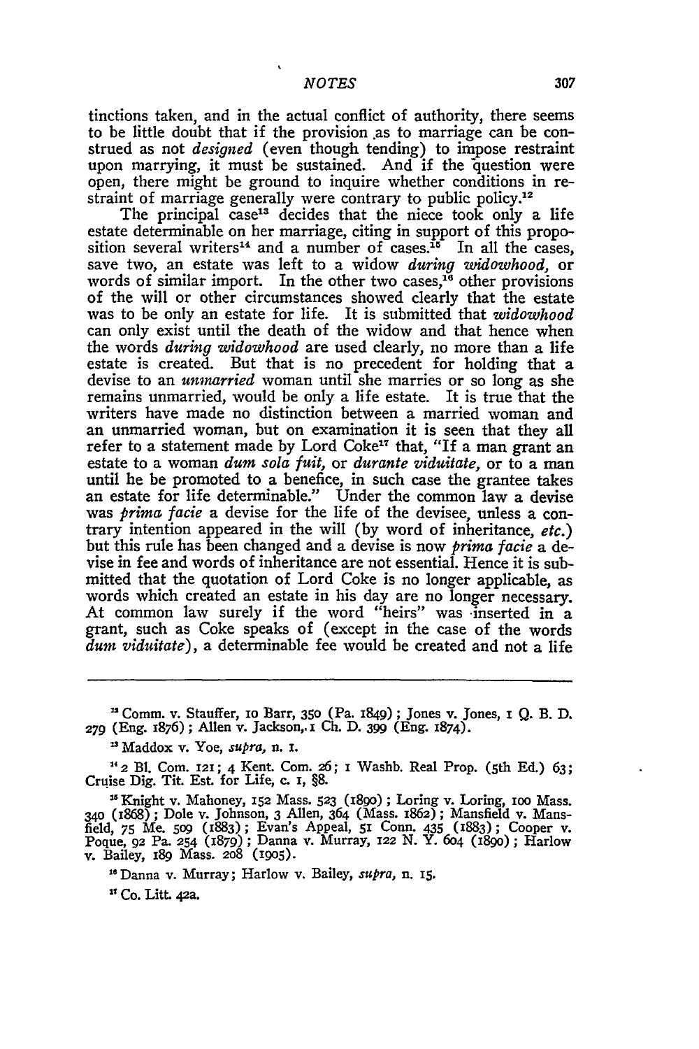tinctions taken, and in the actual conflict of authority, there seems to be little doubt that if the provision as to marriage can be construed as not *designed* (even though tending) to impose restraint upon marrying, it must be sustained. And if the question were open, there might be ground to inquire whether conditions in restraint of marriage generally were contrary to public policy.[12]

The principal case[13] decides that the niece took only a life estate determinable on her marriage, citing in support of this proposition several writers[14] and a number of cases.[15] In all the cases, save two, an estate was left to a widow *during widowhood*, or words of similar import. In the other two cases,[16] other provisions of the will or other circumstances showed clearly that the estate was to be only an estate for life. It is submitted that *widowhood* can only exist until the death of the widow and that hence when the words *during widowhood* are used clearly, no more than a life estate is created. But that is no precedent for holding that a devise to an *unmarried* woman until she marries or so long as she remains unmarried, would be only a life estate. It is true that the writers have made no distinction between a married woman and an unmarried woman, but on examination it is seen that they all refer to a statement made by Lord Coke[17] that, "If a man grant an estate to a woman *dum sola fuit*, or *durante viduitate*, or to a man until he be promoted to a benefice, in such case the grantee takes an estate for life determinable." Under the common law a devise was *prima facie* a devise for the life of the devisee, unless a contrary intention appeared in the will (by word of inheritance, *etc.*) but this rule has been changed and a devise is now *prima facie* a devise in fee and words of inheritance are not essential. Hence it is submitted that the quotation of Lord Coke is no longer applicable, as words which created an estate in his day are no longer necessary. At common law surely if the word "heirs" was inserted in a grant, such as Coke speaks of (except in the case of the words *dum viduitate*), a determinable fee would be created and not a life

---

[12] Comm. v. Stauffer, 10 Barr, 350 (Pa. 1849); Jones v. Jones, 1 Q. B. D. 279 (Eng. 1876); Allen v. Jackson, 1 Ch. D. 399 (Eng. 1874).

[13] Maddox v. Yoe, *supra*, n. 1.

[14] 2 Bl. Com. 121; 4 Kent. Com. 26; 1 Washb. Real Prop. (5th Ed.) 63; Cruise Dig. Tit. Est. for Life, c. 1, §8.

[15] Knight v. Mahoney, 152 Mass. 523 (1890); Loring v. Loring, 100 Mass. 340 (1868); Dole v. Johnson, 3 Allen, 364 (Mass. 1862); Mansfield v. Mansfield, 75 Me. 509 (1883); Evan's Appeal, 51 Conn. 435 (1883); Cooper v. Poque, 92 Pa. 254 (1879); Danna v. Murray, 122 N. Y. 604 (1890); Harlow v. Bailey, 189 Mass. 208 (1905).

[16] Danna v. Murray; Harlow v. Bailey, *supra*, n. 15.

[17] Co. Litt. 42a.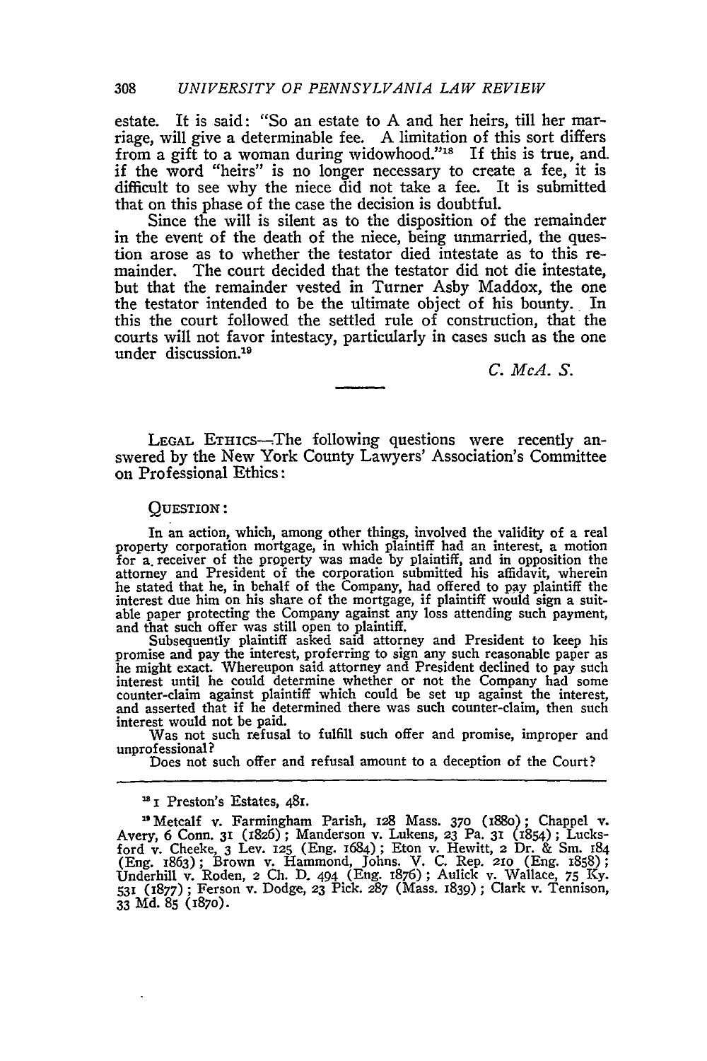estate. It is said: "So an estate to A and her heirs, till her marriage, will give a determinable fee. A limitation of this sort differs from a gift to a woman during widowhood."[18] If this is true, and if the word "heirs" is no longer necessary to create a fee, it is difficult to see why the niece did not take a fee. It is submitted that on this phase of the case the decision is doubtful.

Since the will is silent as to the disposition of the remainder in the event of the death of the niece, being unmarried, the question arose as to whether the testator died intestate as to this remainder. The court decided that the testator did not die intestate, but that the remainder vested in Turner Asby Maddox, the one the testator intended to be the ultimate object of his bounty. In this the court followed the settled rule of construction, that the courts will not favor intestacy, particularly in cases such as the one under discussion.[19]

*C. McA. S.*

---

LEGAL ETHICS—The following questions were recently answered by the New York County Lawyers' Association's Committee on Professional Ethics:

QUESTION:

In an action, which, among other things, involved the validity of a real property corporation mortgage, in which plaintiff had an interest, a motion for a receiver of the property was made by plaintiff, and in opposition the attorney and President of the corporation submitted his affidavit, wherein he stated that he, in behalf of the Company, had offered to pay plaintiff the interest due him on his share of the mortgage, if plaintiff would sign a suitable paper protecting the Company against any loss attending such payment, and that such offer was still open to plaintiff.

Subsequently plaintiff asked said attorney and President to keep his promise and pay the interest, proferring to sign any such reasonable paper as he might exact. Whereupon said attorney and President declined to pay such interest until he could determine whether or not the Company had some counter-claim against plaintiff which could be set up against the interest, and asserted that if he determined there was such counter-claim, then such interest would not be paid.

Was not such refusal to fulfill such offer and promise, improper and unprofessional?

Does not such offer and refusal amount to a deception of the Court?

---

[18] 1 Preston's Estates, 481.

[19] Metcalf v. Farmingham Parish, 128 Mass. 370 (1880); Chappel v. Avery, 6 Conn. 31 (1826); Manderson v. Lukens, 23 Pa. 31 (1854); Lucksford v. Cheeke, 3 Lev. 125 (Eng. 1684); Eton v. Hewitt, 2 Dr. & Sm. 184 (Eng. 1863); Brown v. Hammond, Johns. V. C. Rep. 210 (Eng. 1858); Underhill v. Roden, 2 Ch. D. 494 (Eng. 1876); Aulick v. Wallace, 75 Ky. 531 (1877); Ferson v. Dodge, 23 Pick. 287 (Mass. 1839); Clark v. Tennison, 33 Md. 85 (1870).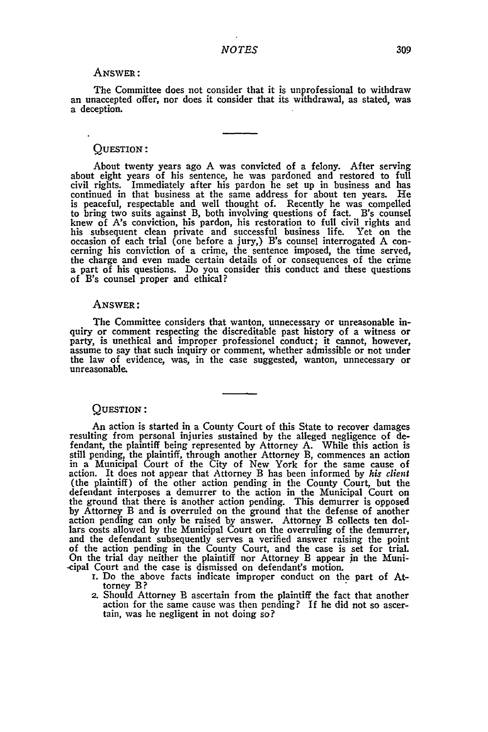ANSWER:

The Committee does not consider that it is unprofessional to withdraw an unaccepted offer, nor does it consider that its withdrawal, as stated, was a deception.

---

QUESTION:

About twenty years ago A was convicted of a felony. After serving about eight years of his sentence, he was pardoned and restored to full civil rights. Immediately after his pardon he set up in business and has continued in that business at the same address for about ten years. He is peaceful, respectable and well thought of. Recently he was compelled to bring two suits against B, both involving questions of fact. B's counsel knew of A's conviction, his pardon, his restoration to full civil rights and his subsequent clean private and successful business life. Yet on the occasion of each trial (one before a jury,) B's counsel interrogated A concerning his conviction of a crime, the sentence imposed, the time served, the charge and even made certain details of or consequences of the crime a part of his questions. Do you consider this conduct and these questions of B's counsel proper and ethical?

ANSWER:

The Committee considers that wanton, unnecessary or unreasonable inquiry or comment respecting the discreditable past history of a witness or party, is unethical and improper professionel conduct; it cannot, however, assume to say that such inquiry or comment, whether admissible or not under the law of evidence, was, in the case suggested, wanton, unnecessary or unreasonable.

---

QUESTION:

An action is started in a County Court of this State to recover damages resulting from personal injuries sustained by the alleged negligence of defendant, the plaintiff being represented by Attorney A. While this action is still pending, the plaintiff, through another Attorney B, commences an action in a Municipal Court of the City of New York for the same cause of action. It does not appear that Attorney B has been informed by *his client* (the plaintiff) of the other action pending in the County Court, but the defendant interposes a demurrer to the action in the Municipal Court on the ground that there is another action pending. This demurrer is opposed by Attorney B and is overruled on the ground that the defense of another action pending can only be raised by answer. Attorney B collects ten dollars costs allowed by the Municipal Court on the overruling of the demurrer, and the defendant subsequently serves a verified answer raising the point of the action pending in the County Court, and the case is set for trial. On the trial day neither the plaintiff nor Attorney B appear in the Municipal Court and the case is dismissed on defendant's motion.

1. Do the above facts indicate improper conduct on the part of Attorney B?
2. Should Attorney B ascertain from the plaintiff the fact that another action for the same cause was then pending? If he did not so ascertain, was he negligent in not doing so?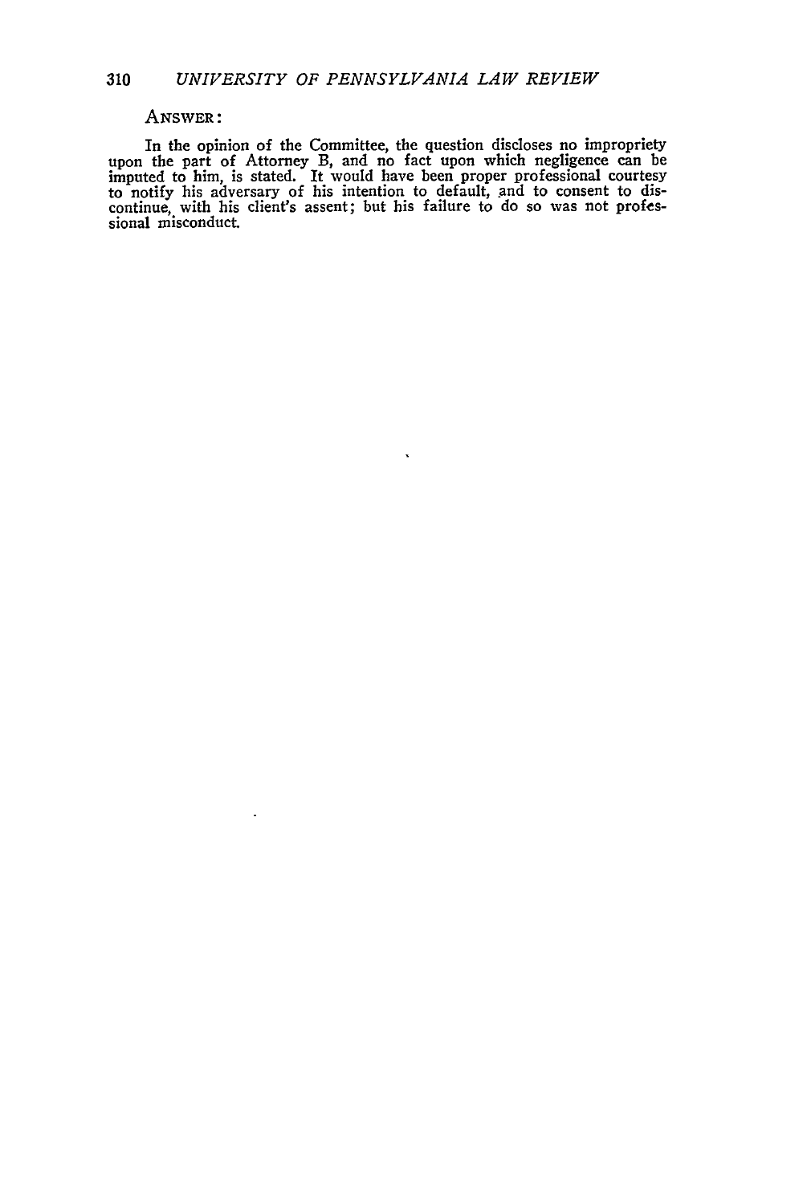ANSWER:

In the opinion of the Committee, the question discloses no impropriety upon the part of Attorney B, and no fact upon which negligence can be imputed to him, is stated. It would have been proper professional courtesy to notify his adversary of his intention to default, and to consent to discontinue, with his client's assent; but his failure to do so was not professional misconduct.